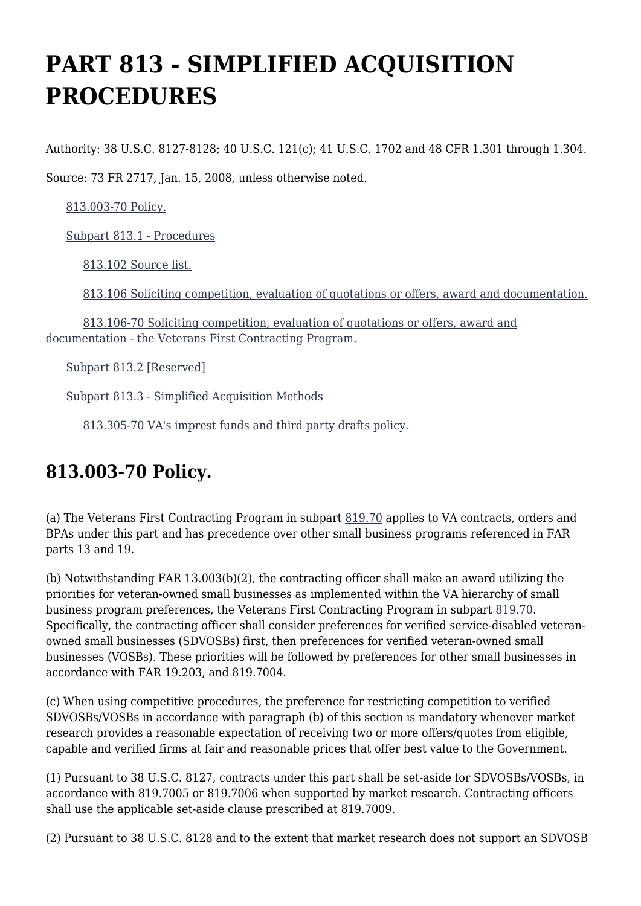# PART 813 - SIMPLIFIED ACQUISITION PROCEDURES

Authority: 38 U.S.C. 8127-8128; 40 U.S.C. 121(c); 41 U.S.C. 1702 and 48 CFR 1.301 through 1.304.

Source: 73 FR 2717, Jan. 15, 2008, unless otherwise noted.

- 813.003-70 Policy.
- Subpart 813.1 - Procedures
  - 813.102 Source list.
  - 813.106 Soliciting competition, evaluation of quotations or offers, award and documentation.
  - 813.106-70 Soliciting competition, evaluation of quotations or offers, award and documentation - the Veterans First Contracting Program.
- Subpart 813.2 [Reserved]
- Subpart 813.3 - Simplified Acquisition Methods
  - 813.305-70 VA's imprest funds and third party drafts policy.

## 813.003-70 Policy.

(a) The Veterans First Contracting Program in subpart 819.70 applies to VA contracts, orders and BPAs under this part and has precedence over other small business programs referenced in FAR parts 13 and 19.

(b) Notwithstanding FAR 13.003(b)(2), the contracting officer shall make an award utilizing the priorities for veteran-owned small businesses as implemented within the VA hierarchy of small business program preferences, the Veterans First Contracting Program in subpart 819.70. Specifically, the contracting officer shall consider preferences for verified service-disabled veteran-owned small businesses (SDVOSBs) first, then preferences for verified veteran-owned small businesses (VOSBs). These priorities will be followed by preferences for other small businesses in accordance with FAR 19.203, and 819.7004.

(c) When using competitive procedures, the preference for restricting competition to verified SDVOSBs/VOSBs in accordance with paragraph (b) of this section is mandatory whenever market research provides a reasonable expectation of receiving two or more offers/quotes from eligible, capable and verified firms at fair and reasonable prices that offer best value to the Government.

(1) Pursuant to 38 U.S.C. 8127, contracts under this part shall be set-aside for SDVOSBs/VOSBs, in accordance with 819.7005 or 819.7006 when supported by market research. Contracting officers shall use the applicable set-aside clause prescribed at 819.7009.

(2) Pursuant to 38 U.S.C. 8128 and to the extent that market research does not support an SDVOSB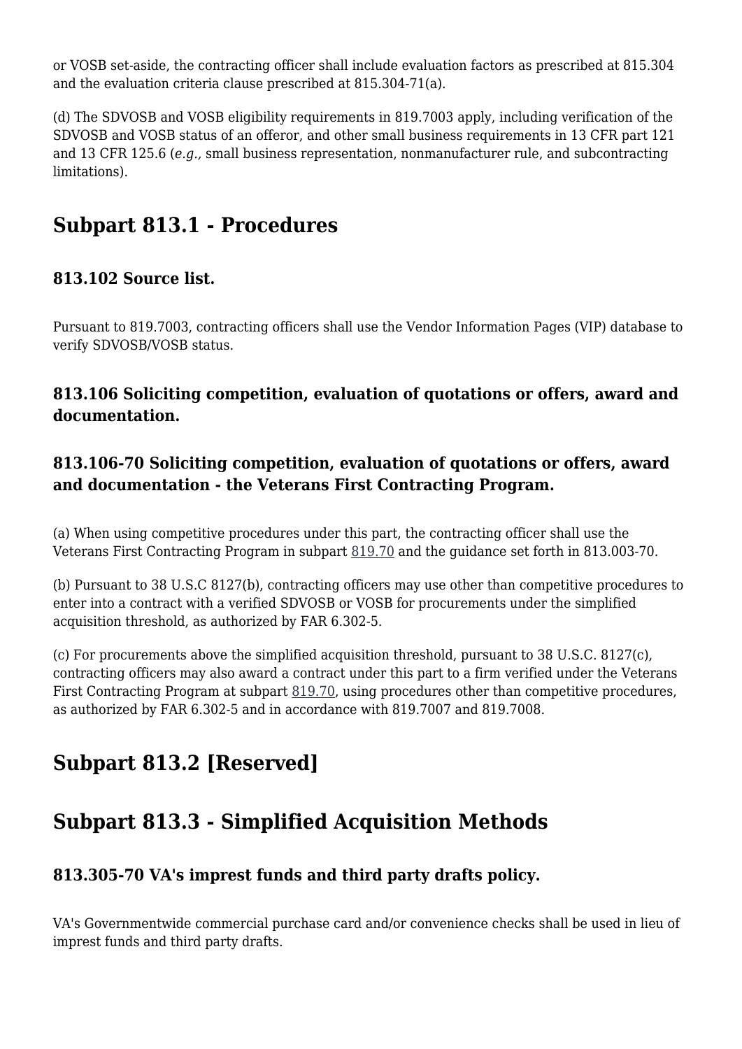or VOSB set-aside, the contracting officer shall include evaluation factors as prescribed at 815.304 and the evaluation criteria clause prescribed at 815.304-71(a).

(d) The SDVOSB and VOSB eligibility requirements in 819.7003 apply, including verification of the SDVOSB and VOSB status of an offeror, and other small business requirements in 13 CFR part 121 and 13 CFR 125.6 (*e.g.,* small business representation, nonmanufacturer rule, and subcontracting limitations).

## Subpart 813.1 - Procedures

### 813.102 Source list.

Pursuant to 819.7003, contracting officers shall use the Vendor Information Pages (VIP) database to verify SDVOSB/VOSB status.

### 813.106 Soliciting competition, evaluation of quotations or offers, award and documentation.

### 813.106-70 Soliciting competition, evaluation of quotations or offers, award and documentation - the Veterans First Contracting Program.

(a) When using competitive procedures under this part, the contracting officer shall use the Veterans First Contracting Program in subpart 819.70 and the guidance set forth in 813.003-70.

(b) Pursuant to 38 U.S.C 8127(b), contracting officers may use other than competitive procedures to enter into a contract with a verified SDVOSB or VOSB for procurements under the simplified acquisition threshold, as authorized by FAR 6.302-5.

(c) For procurements above the simplified acquisition threshold, pursuant to 38 U.S.C. 8127(c), contracting officers may also award a contract under this part to a firm verified under the Veterans First Contracting Program at subpart 819.70, using procedures other than competitive procedures, as authorized by FAR 6.302-5 and in accordance with 819.7007 and 819.7008.

## Subpart 813.2 [Reserved]

## Subpart 813.3 - Simplified Acquisition Methods

### 813.305-70 VA's imprest funds and third party drafts policy.

VA's Governmentwide commercial purchase card and/or convenience checks shall be used in lieu of imprest funds and third party drafts.